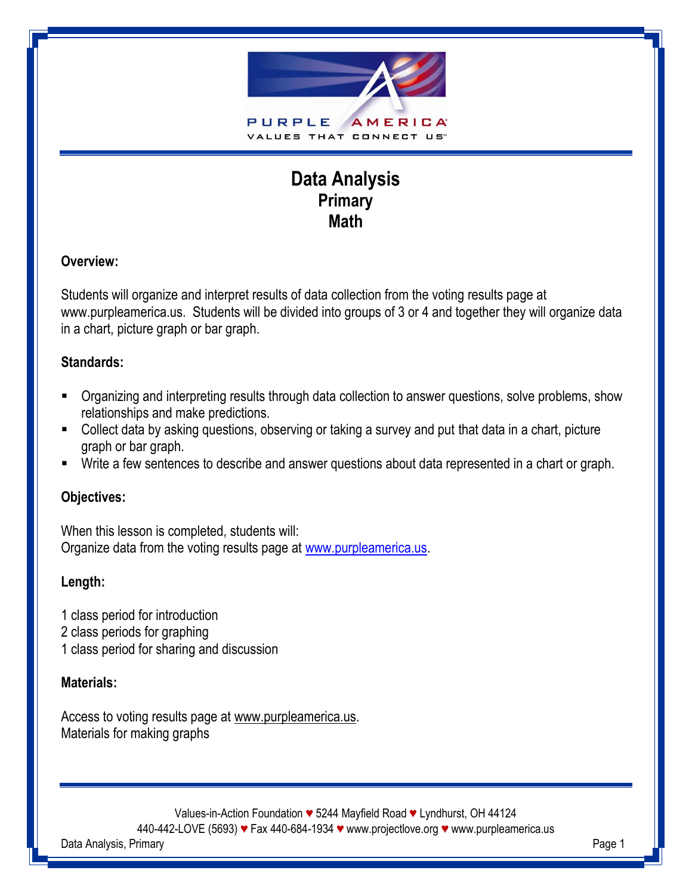# Data Analysis
## Primary
## Math

### Overview:

Students will organize and interpret results of data collection from the voting results page at www.purpleamerica.us. Students will be divided into groups of 3 or 4 and together they will organize data in a chart, picture graph or bar graph.

### Standards:

- Organizing and interpreting results through data collection to answer questions, solve problems, show relationships and make predictions.
- Collect data by asking questions, observing or taking a survey and put that data in a chart, picture graph or bar graph.
- Write a few sentences to describe and answer questions about data represented in a chart or graph.

### Objectives:

When this lesson is completed, students will:
Organize data from the voting results page at www.purpleamerica.us.

### Length:

1 class period for introduction
2 class periods for graphing
1 class period for sharing and discussion

### Materials:

Access to voting results page at www.purpleamerica.us.
Materials for making graphs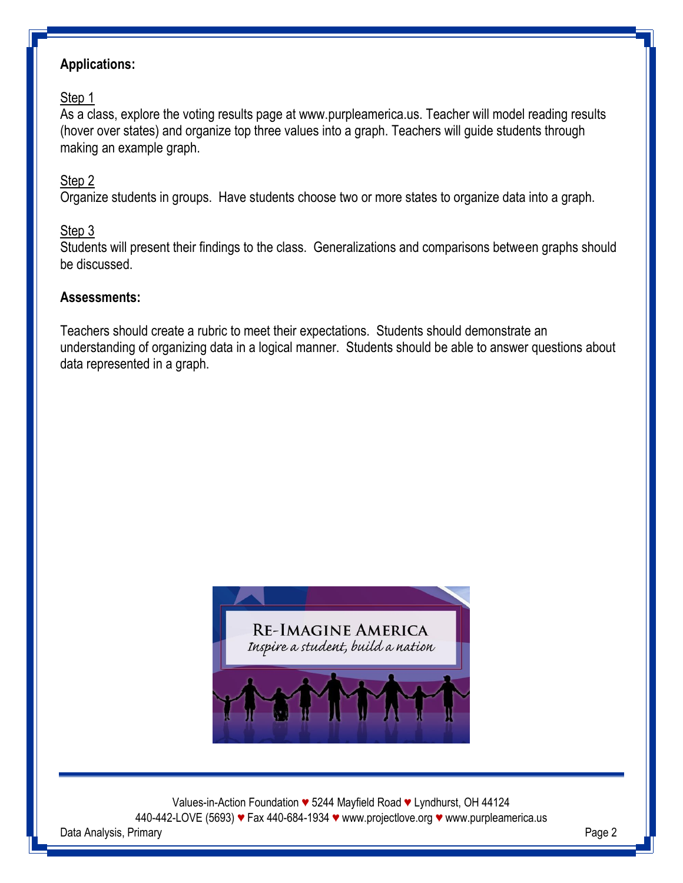**Applications:**

Step 1
As a class, explore the voting results page at www.purpleamerica.us. Teacher will model reading results (hover over states) and organize top three values into a graph. Teachers will guide students through making an example graph.

Step 2
Organize students in groups. Have students choose two or more states to organize data into a graph.

Step 3
Students will present their findings to the class. Generalizations and comparisons between graphs should be discussed.

**Assessments:**

Teachers should create a rubric to meet their expectations. Students should demonstrate an understanding of organizing data in a logical manner. Students should be able to answer questions about data represented in a graph.

Values-in-Action Foundation ♥ 5244 Mayfield Road ♥ Lyndhurst, OH 44124
440-442-LOVE (5693) ♥ Fax 440-684-1934 ♥ www.projectlove.org ♥ www.purpleamerica.us